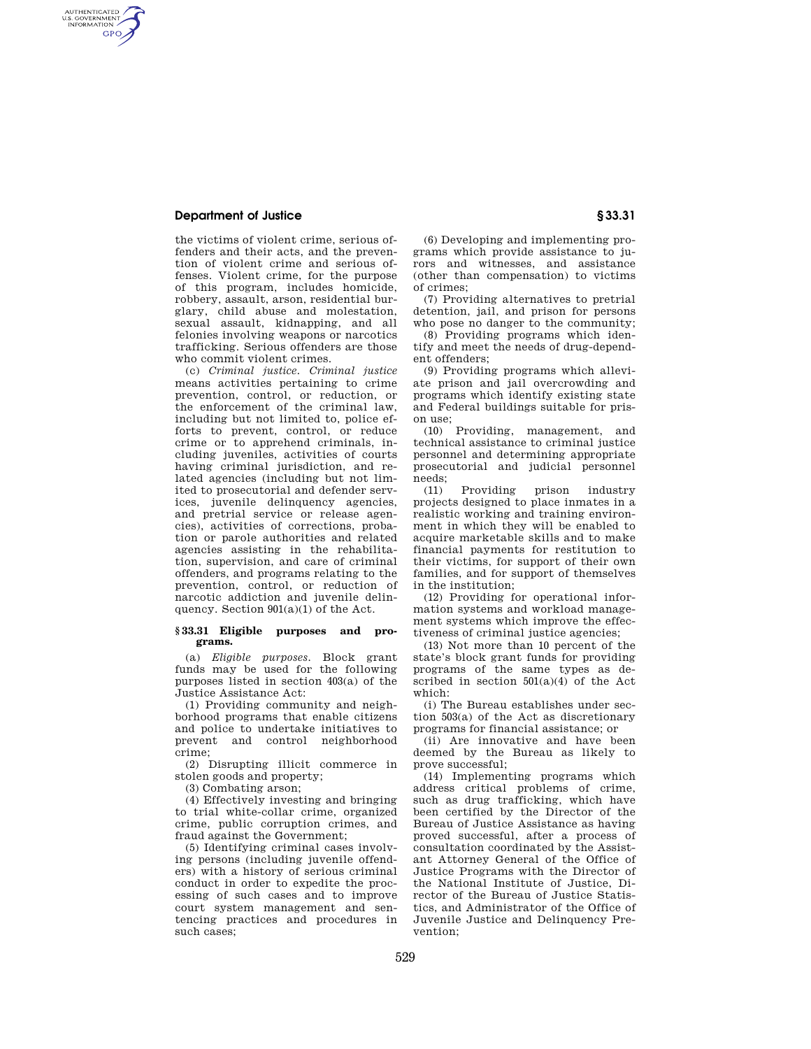the victims of violent crime, serious offenders and their acts, and the prevention of violent crime and serious offenses. Violent crime, for the purpose of this program, includes homicide, robbery, assault, arson, residential burglary, child abuse and molestation, sexual assault, kidnapping, and all felonies involving weapons or narcotics trafficking. Serious offenders are those who commit violent crimes.

(c) *Criminal justice. Criminal justice* means activities pertaining to crime prevention, control, or reduction, or the enforcement of the criminal law, including but not limited to, police efforts to prevent, control, or reduce crime or to apprehend criminals, including juveniles, activities of courts having criminal jurisdiction, and related agencies (including but not limited to prosecutorial and defender services, juvenile delinquency agencies, and pretrial service or release agencies), activities of corrections, probation or parole authorities and related agencies assisting in the rehabilitation, supervision, and care of criminal offenders, and programs relating to the prevention, control, or reduction of narcotic addiction and juvenile delinquency. Section 901(a)(1) of the Act.

### § 33.31 Eligible purposes and programs.

(a) *Eligible purposes.* Block grant funds may be used for the following purposes listed in section 403(a) of the Justice Assistance Act:

(1) Providing community and neighborhood programs that enable citizens and police to undertake initiatives to prevent and control neighborhood crime;

(2) Disrupting illicit commerce in stolen goods and property;

(3) Combating arson;

(4) Effectively investing and bringing to trial white-collar crime, organized crime, public corruption crimes, and fraud against the Government;

(5) Identifying criminal cases involving persons (including juvenile offenders) with a history of serious criminal conduct in order to expedite the processing of such cases and to improve court system management and sentencing practices and procedures in such cases;

(6) Developing and implementing programs which provide assistance to jurors and witnesses, and assistance (other than compensation) to victims of crimes;

(7) Providing alternatives to pretrial detention, jail, and prison for persons who pose no danger to the community;

(8) Providing programs which identify and meet the needs of drug-dependent offenders;

(9) Providing programs which alleviate prison and jail overcrowding and programs which identify existing state and Federal buildings suitable for prison use;

(10) Providing, management, and technical assistance to criminal justice personnel and determining appropriate prosecutorial and judicial personnel needs;

(11) Providing prison industry projects designed to place inmates in a realistic working and training environment in which they will be enabled to acquire marketable skills and to make financial payments for restitution to their victims, for support of their own families, and for support of themselves in the institution;

(12) Providing for operational information systems and workload management systems which improve the effectiveness of criminal justice agencies;

(13) Not more than 10 percent of the state's block grant funds for providing programs of the same types as described in section 501(a)(4) of the Act which:

(i) The Bureau establishes under section 503(a) of the Act as discretionary programs for financial assistance; or

(ii) Are innovative and have been deemed by the Bureau as likely to prove successful;

(14) Implementing programs which address critical problems of crime, such as drug trafficking, which have been certified by the Director of the Bureau of Justice Assistance as having proved successful, after a process of consultation coordinated by the Assistant Attorney General of the Office of Justice Programs with the Director of the National Institute of Justice, Director of the Bureau of Justice Statistics, and Administrator of the Office of Juvenile Justice and Delinquency Prevention;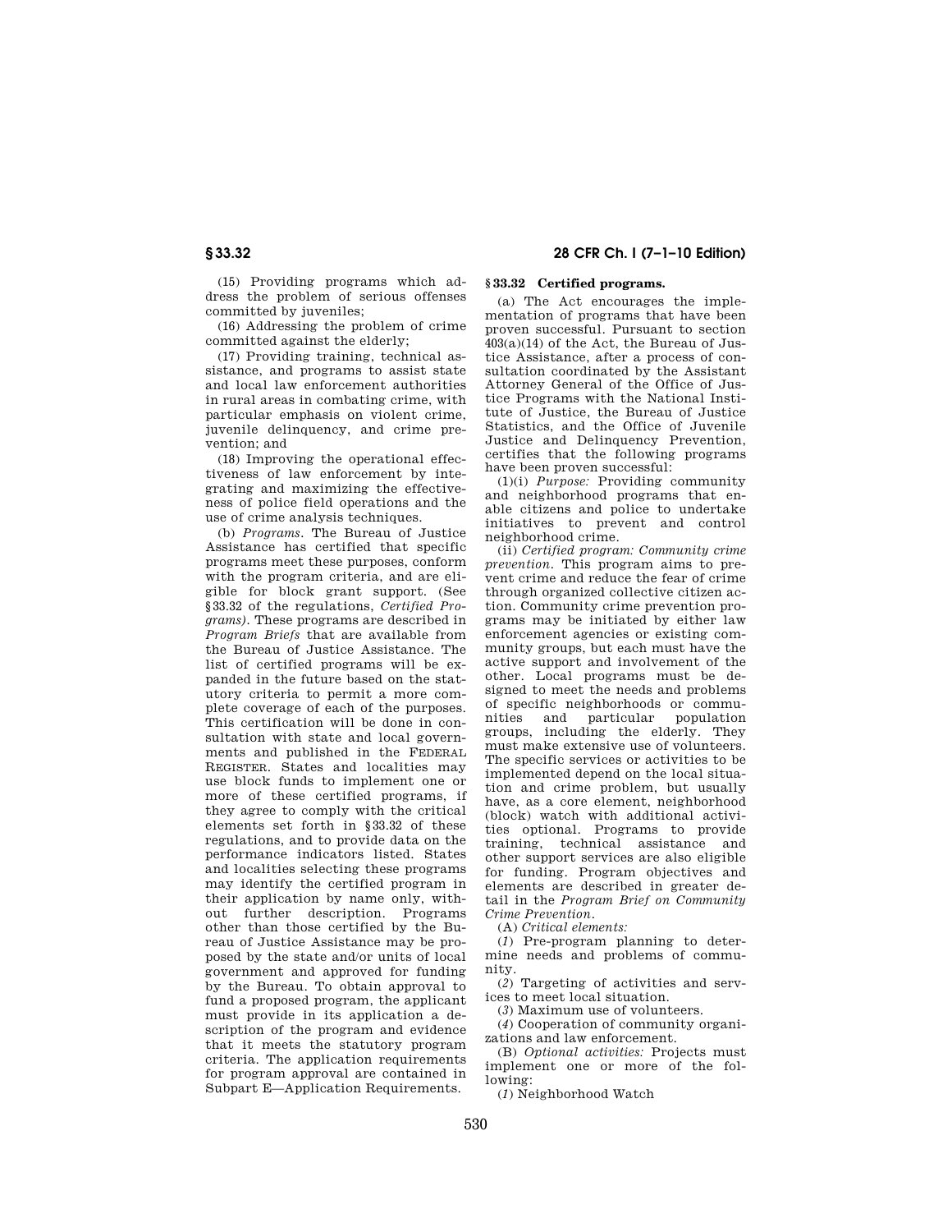(15) Providing programs which address the problem of serious offenses committed by juveniles;

(16) Addressing the problem of crime committed against the elderly;

(17) Providing training, technical assistance, and programs to assist state and local law enforcement authorities in rural areas in combating crime, with particular emphasis on violent crime, juvenile delinquency, and crime prevention; and

(18) Improving the operational effectiveness of law enforcement by integrating and maximizing the effectiveness of police field operations and the use of crime analysis techniques.

(b) *Programs.* The Bureau of Justice Assistance has certified that specific programs meet these purposes, conform with the program criteria, and are eligible for block grant support. (See §33.32 of the regulations, *Certified Programs*). These programs are described in *Program Briefs* that are available from the Bureau of Justice Assistance. The list of certified programs will be expanded in the future based on the statutory criteria to permit a more complete coverage of each of the purposes. This certification will be done in consultation with state and local governments and published in the FEDERAL REGISTER. States and localities may use block funds to implement one or more of these certified programs, if they agree to comply with the critical elements set forth in §33.32 of these regulations, and to provide data on the performance indicators listed. States and localities selecting these programs may identify the certified program in their application by name only, without further description. Programs other than those certified by the Bureau of Justice Assistance may be proposed by the state and/or units of local government and approved for funding by the Bureau. To obtain approval to fund a proposed program, the applicant must provide in its application a description of the program and evidence that it meets the statutory program criteria. The application requirements for program approval are contained in Subpart E—Application Requirements.

### §33.32 Certified programs.

(a) The Act encourages the implementation of programs that have been proven successful. Pursuant to section 403(a)(14) of the Act, the Bureau of Justice Assistance, after a process of consultation coordinated by the Assistant Attorney General of the Office of Justice Programs with the National Institute of Justice, the Bureau of Justice Statistics, and the Office of Juvenile Justice and Delinquency Prevention, certifies that the following programs have been proven successful:

(1)(i) *Purpose:* Providing community and neighborhood programs that enable citizens and police to undertake initiatives to prevent and control neighborhood crime.

(ii) *Certified program: Community crime prevention.* This program aims to prevent crime and reduce the fear of crime through organized collective citizen action. Community crime prevention programs may be initiated by either law enforcement agencies or existing community groups, but each must have the active support and involvement of the other. Local programs must be designed to meet the needs and problems of specific neighborhoods or communities and particular population groups, including the elderly. They must make extensive use of volunteers. The specific services or activities to be implemented depend on the local situation and crime problem, but usually have, as a core element, neighborhood (block) watch with additional activities optional. Programs to provide training, technical assistance and other support services are also eligible for funding. Program objectives and elements are described in greater detail in the *Program Brief on Community Crime Prevention*.

(A) *Critical elements:*

(*1*) Pre-program planning to determine needs and problems of community.

(*2*) Targeting of activities and services to meet local situation.

(*3*) Maximum use of volunteers.

(*4*) Cooperation of community organizations and law enforcement.

(B) *Optional activities:* Projects must implement one or more of the following:

(*1*) Neighborhood Watch